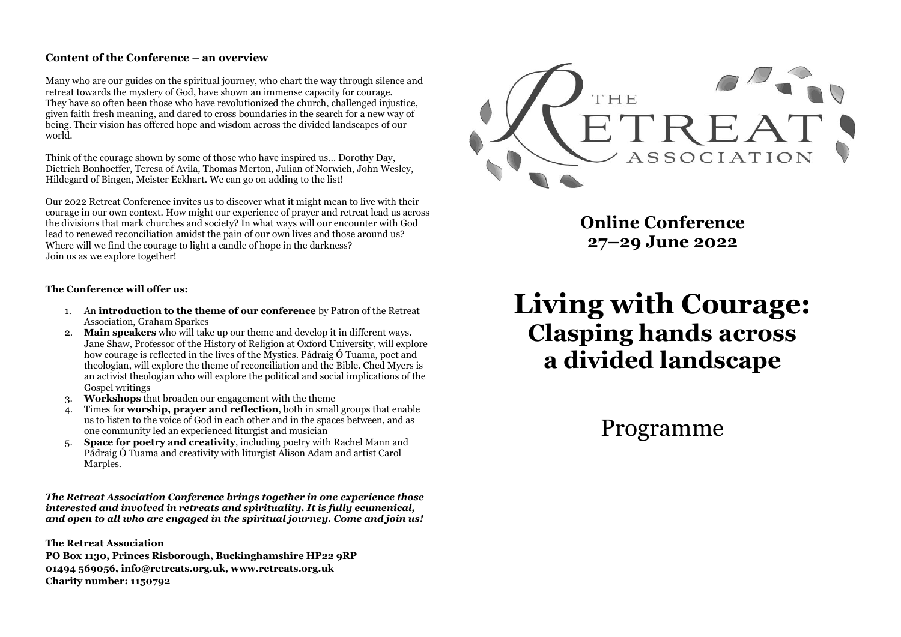**Content of the Conference – an overview**

Many who are our guides on the spiritual journey, who chart the way through silence and retreat towards the mystery of God, have shown an immense capacity for courage. They have so often been those who have revolutionized the church, challenged injustice, given faith fresh meaning, and dared to cross boundaries in the search for a new way of being. Their vision has offered hope and wisdom across the divided landscapes of our world.

Think of the courage shown by some of those who have inspired us… Dorothy Day, Dietrich Bonhoeffer, Teresa of Avila, Thomas Merton, Julian of Norwich, John Wesley, Hildegard of Bingen, Meister Eckhart. We can go on adding to the list!

Our 2022 Retreat Conference invites us to discover what it might mean to live with their courage in our own context. How might our experience of prayer and retreat lead us across the divisions that mark churches and society? In what ways will our encounter with God lead to renewed reconciliation amidst the pain of our own lives and those around us? Where will we find the courage to light a candle of hope in the darkness?
Join us as we explore together!

**The Conference will offer us:**

1. An **introduction to the theme of our conference** by Patron of the Retreat Association, Graham Sparkes
2. **Main speakers** who will take up our theme and develop it in different ways. Jane Shaw, Professor of the History of Religion at Oxford University, will explore how courage is reflected in the lives of the Mystics. Pádraig Ó Tuama, poet and theologian, will explore the theme of reconciliation and the Bible. Ched Myers is an activist theologian who will explore the political and social implications of the Gospel writings
3. **Workshops** that broaden our engagement with the theme
4. Times for **worship, prayer and reflection**, both in small groups that enable us to listen to the voice of God in each other and in the spaces between, and as one community led an experienced liturgist and musician
5. **Space for poetry and creativity**, including poetry with Rachel Mann and Pádraig Ó Tuama and creativity with liturgist Alison Adam and artist Carol Marples.

***The Retreat Association Conference brings together in one experience those interested and involved in retreats and spirituality. It is fully ecumenical, and open to all who are engaged in the spiritual journey. Come and join us!***

**The Retreat Association**
**PO Box 1130, Princes Risborough, Buckinghamshire HP22 9RP**
**01494 569056, info@retreats.org.uk, www.retreats.org.uk**
**Charity number: 1150792**

THE RETREAT ASSOCIATION

**Online Conference**
**27–29 June 2022**

# Living with Courage:
## Clasping hands across a divided landscape

Programme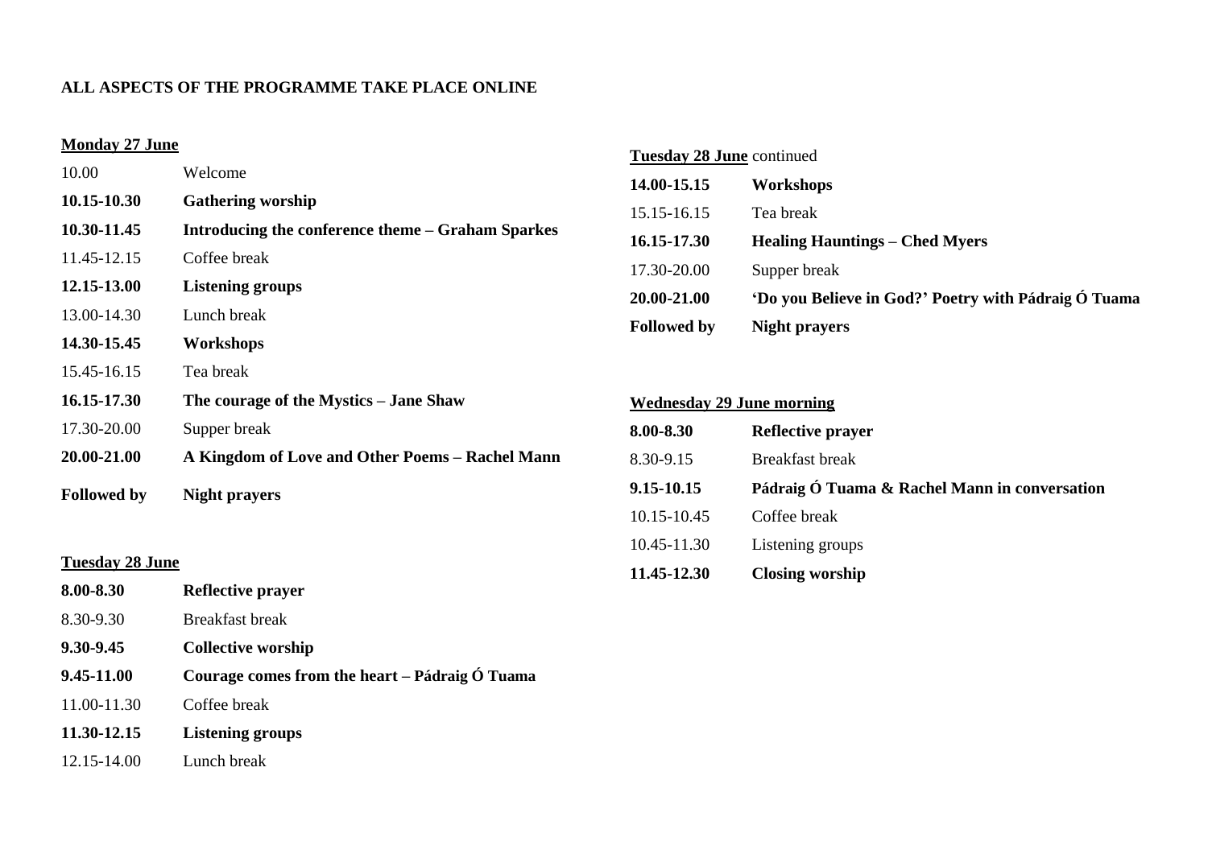**ALL ASPECTS OF THE PROGRAMME TAKE PLACE ONLINE**

**Monday 27 June**

| | |
|---|---|
| 10.00 | Welcome |
| **10.15-10.30** | **Gathering worship** |
| **10.30-11.45** | **Introducing the conference theme – Graham Sparkes** |
| 11.45-12.15 | Coffee break |
| **12.15-13.00** | **Listening groups** |
| 13.00-14.30 | Lunch break |
| **14.30-15.45** | **Workshops** |
| 15.45-16.15 | Tea break |
| **16.15-17.30** | **The courage of the Mystics – Jane Shaw** |
| 17.30-20.00 | Supper break |
| **20.00-21.00** | **A Kingdom of Love and Other Poems – Rachel Mann** |
| **Followed by** | **Night prayers** |

**Tuesday 28 June**

| | |
|---|---|
| **8.00-8.30** | **Reflective prayer** |
| 8.30-9.30 | Breakfast break |
| **9.30-9.45** | **Collective worship** |
| **9.45-11.00** | **Courage comes from the heart – Pádraig Ó Tuama** |
| 11.00-11.30 | Coffee break |
| **11.30-12.15** | **Listening groups** |
| 12.15-14.00 | Lunch break |

**Tuesday 28 June** continued

| | |
|---|---|
| **14.00-15.15** | **Workshops** |
| 15.15-16.15 | Tea break |
| **16.15-17.30** | **Healing Hauntings – Ched Myers** |
| 17.30-20.00 | Supper break |
| **20.00-21.00** | **'Do you Believe in God?' Poetry with Pádraig Ó Tuama** |
| **Followed by** | **Night prayers** |

**Wednesday 29 June morning**

| | |
|---|---|
| **8.00-8.30** | **Reflective prayer** |
| 8.30-9.15 | Breakfast break |
| **9.15-10.15** | **Pádraig Ó Tuama & Rachel Mann in conversation** |
| 10.15-10.45 | Coffee break |
| 10.45-11.30 | Listening groups |
| **11.45-12.30** | **Closing worship** |